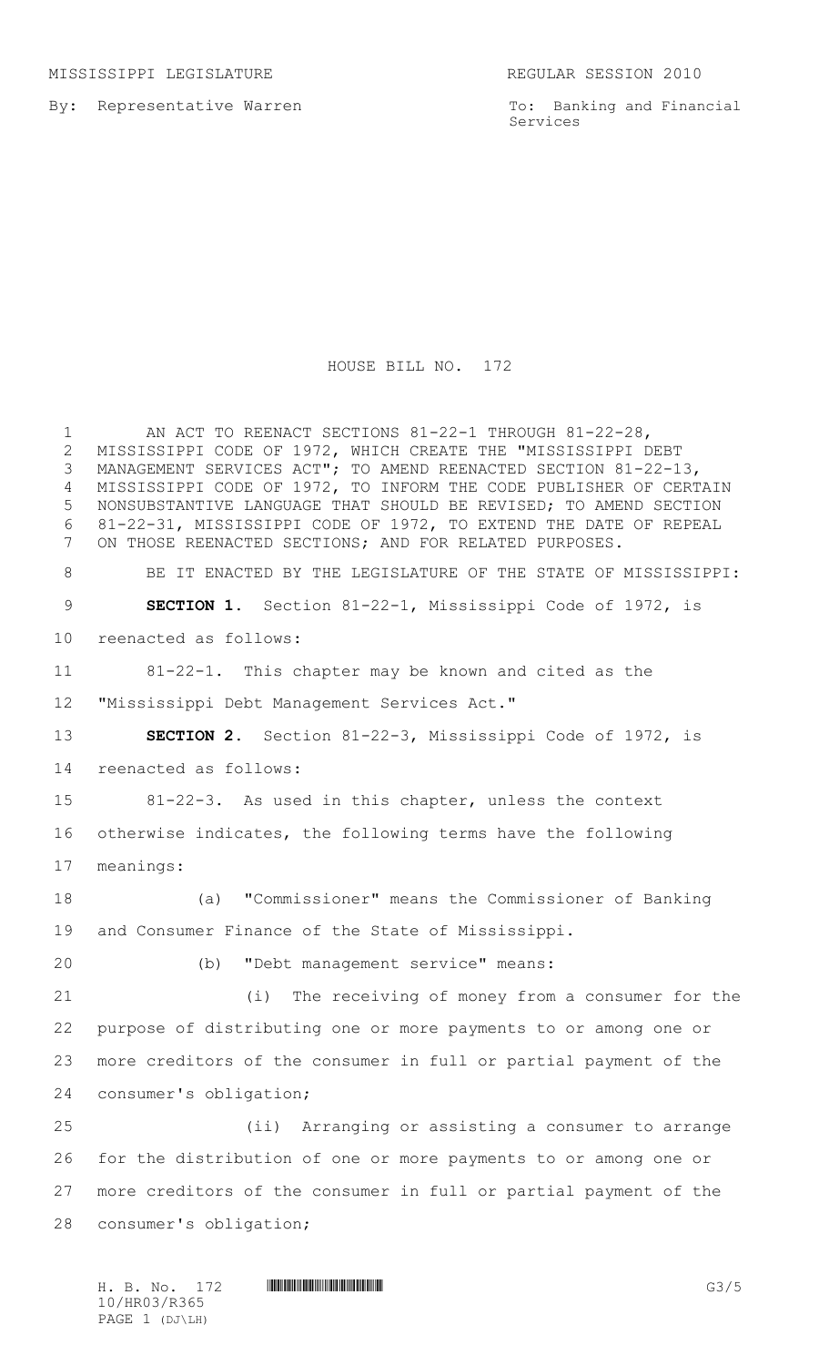MISSISSIPPI LEGISLATURE REGULAR SESSION 2010

By: Representative Warren

To: Banking and Financial Services

# HOUSE BILL NO. 172

AN ACT TO REENACT SECTIONS 81-22-1 THROUGH 81-22-28, MISSISSIPPI CODE OF 1972, WHICH CREATE THE "MISSISSIPPI DEBT MANAGEMENT SERVICES ACT"; TO AMEND REENACTED SECTION 81-22-13, MISSISSIPPI CODE OF 1972, TO INFORM THE CODE PUBLISHER OF CERTAIN NONSUBSTANTIVE LANGUAGE THAT SHOULD BE REVISED; TO AMEND SECTION 81-22-31, MISSISSIPPI CODE OF 1972, TO EXTEND THE DATE OF REPEAL ON THOSE REENACTED SECTIONS; AND FOR RELATED PURPOSES.

BE IT ENACTED BY THE LEGISLATURE OF THE STATE OF MISSISSIPPI:

**SECTION 1.** Section 81-22-1, Mississippi Code of 1972, is reenacted as follows:

81-22-1. This chapter may be known and cited as the "Mississippi Debt Management Services Act."

**SECTION 2.** Section 81-22-3, Mississippi Code of 1972, is reenacted as follows:

81-22-3. As used in this chapter, unless the context otherwise indicates, the following terms have the following meanings:

(a) "Commissioner" means the Commissioner of Banking and Consumer Finance of the State of Mississippi.

(b) "Debt management service" means:

(i) The receiving of money from a consumer for the purpose of distributing one or more payments to or among one or more creditors of the consumer in full or partial payment of the consumer's obligation;

(ii) Arranging or assisting a consumer to arrange for the distribution of one or more payments to or among one or more creditors of the consumer in full or partial payment of the consumer's obligation;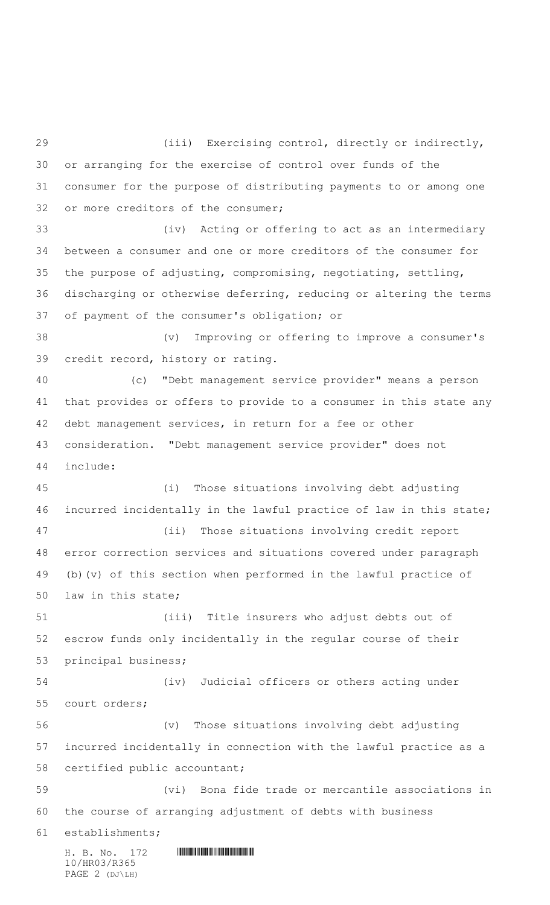(iii) Exercising control, directly or indirectly, or arranging for the exercise of control over funds of the consumer for the purpose of distributing payments to or among one or more creditors of the consumer;

(iv) Acting or offering to act as an intermediary between a consumer and one or more creditors of the consumer for the purpose of adjusting, compromising, negotiating, settling, discharging or otherwise deferring, reducing or altering the terms of payment of the consumer's obligation; or

(v) Improving or offering to improve a consumer's credit record, history or rating.

(c) "Debt management service provider" means a person that provides or offers to provide to a consumer in this state any debt management services, in return for a fee or other consideration. "Debt management service provider" does not include:

(i) Those situations involving debt adjusting incurred incidentally in the lawful practice of law in this state;

(ii) Those situations involving credit report error correction services and situations covered under paragraph (b)(v) of this section when performed in the lawful practice of law in this state;

(iii) Title insurers who adjust debts out of escrow funds only incidentally in the regular course of their principal business;

(iv) Judicial officers or others acting under court orders;

(v) Those situations involving debt adjusting incurred incidentally in connection with the lawful practice as a certified public accountant;

(vi) Bona fide trade or mercantile associations in the course of arranging adjustment of debts with business establishments;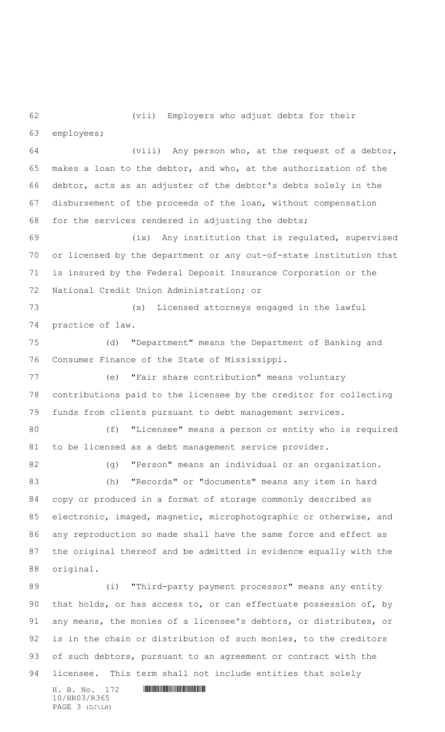(vii) Employers who adjust debts for their employees;

(viii) Any person who, at the request of a debtor, makes a loan to the debtor, and who, at the authorization of the debtor, acts as an adjuster of the debtor's debts solely in the disbursement of the proceeds of the loan, without compensation for the services rendered in adjusting the debts;

(ix) Any institution that is regulated, supervised or licensed by the department or any out-of-state institution that is insured by the Federal Deposit Insurance Corporation or the National Credit Union Administration; or

(x) Licensed attorneys engaged in the lawful practice of law.

(d) "Department" means the Department of Banking and Consumer Finance of the State of Mississippi.

(e) "Fair share contribution" means voluntary contributions paid to the licensee by the creditor for collecting funds from clients pursuant to debt management services.

(f) "Licensee" means a person or entity who is required to be licensed as a debt management service provider.

(g) "Person" means an individual or an organization.

(h) "Records" or "documents" means any item in hard copy or produced in a format of storage commonly described as electronic, imaged, magnetic, microphotographic or otherwise, and any reproduction so made shall have the same force and effect as the original thereof and be admitted in evidence equally with the original.

(i) "Third-party payment processor" means any entity that holds, or has access to, or can effectuate possession of, by any means, the monies of a licensee's debtors, or distributes, or is in the chain or distribution of such monies, to the creditors of such debtors, pursuant to an agreement or contract with the licensee. This term shall not include entities that solely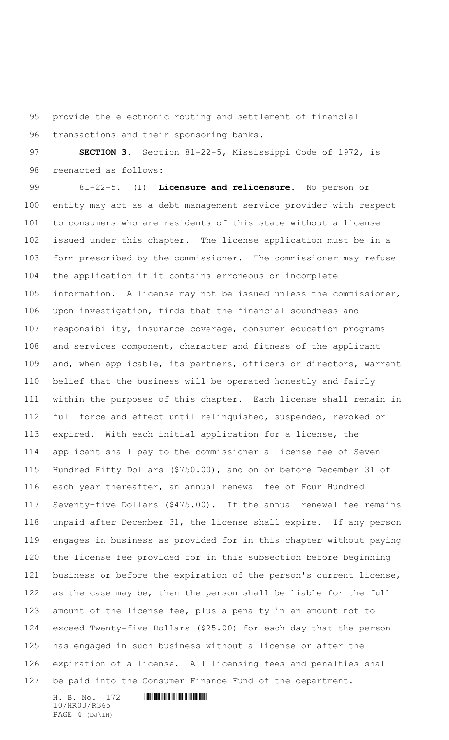provide the electronic routing and settlement of financial transactions and their sponsoring banks.

**SECTION 3.** Section 81-22-5, Mississippi Code of 1972, is reenacted as follows:

81-22-5. (1) **Licensure and relicensure.** No person or entity may act as a debt management service provider with respect to consumers who are residents of this state without a license issued under this chapter. The license application must be in a form prescribed by the commissioner. The commissioner may refuse the application if it contains erroneous or incomplete information. A license may not be issued unless the commissioner, upon investigation, finds that the financial soundness and responsibility, insurance coverage, consumer education programs and services component, character and fitness of the applicant and, when applicable, its partners, officers or directors, warrant belief that the business will be operated honestly and fairly within the purposes of this chapter. Each license shall remain in full force and effect until relinquished, suspended, revoked or expired. With each initial application for a license, the applicant shall pay to the commissioner a license fee of Seven Hundred Fifty Dollars ($750.00), and on or before December 31 of each year thereafter, an annual renewal fee of Four Hundred Seventy-five Dollars ($475.00). If the annual renewal fee remains unpaid after December 31, the license shall expire. If any person engages in business as provided for in this chapter without paying the license fee provided for in this subsection before beginning business or before the expiration of the person's current license, as the case may be, then the person shall be liable for the full amount of the license fee, plus a penalty in an amount not to exceed Twenty-five Dollars ($25.00) for each day that the person has engaged in such business without a license or after the expiration of a license. All licensing fees and penalties shall be paid into the Consumer Finance Fund of the department.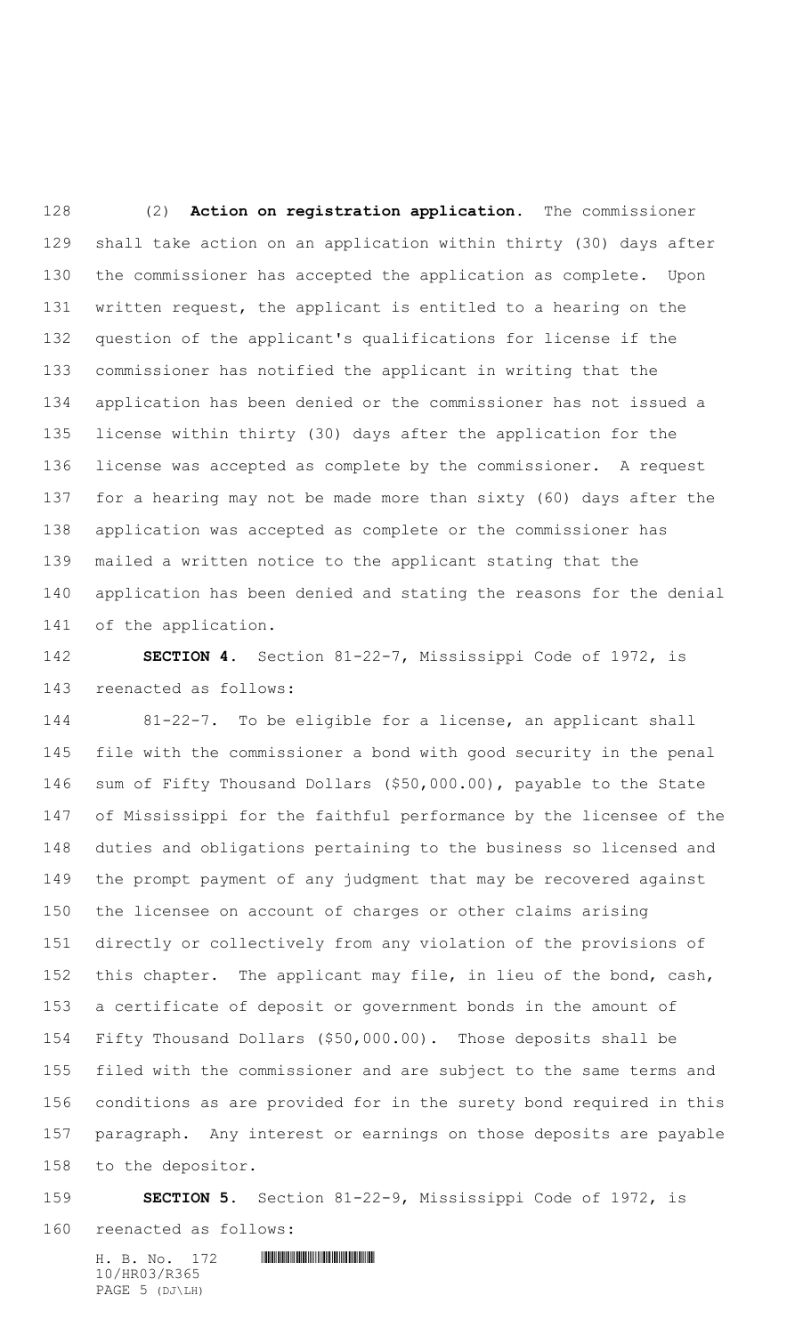(2) **Action on registration application.** The commissioner shall take action on an application within thirty (30) days after the commissioner has accepted the application as complete. Upon written request, the applicant is entitled to a hearing on the question of the applicant's qualifications for license if the commissioner has notified the applicant in writing that the application has been denied or the commissioner has not issued a license within thirty (30) days after the application for the license was accepted as complete by the commissioner. A request for a hearing may not be made more than sixty (60) days after the application was accepted as complete or the commissioner has mailed a written notice to the applicant stating that the application has been denied and stating the reasons for the denial of the application.

**SECTION 4.** Section 81-22-7, Mississippi Code of 1972, is reenacted as follows:

81-22-7. To be eligible for a license, an applicant shall file with the commissioner a bond with good security in the penal sum of Fifty Thousand Dollars ($50,000.00), payable to the State of Mississippi for the faithful performance by the licensee of the duties and obligations pertaining to the business so licensed and the prompt payment of any judgment that may be recovered against the licensee on account of charges or other claims arising directly or collectively from any violation of the provisions of this chapter. The applicant may file, in lieu of the bond, cash, a certificate of deposit or government bonds in the amount of Fifty Thousand Dollars ($50,000.00). Those deposits shall be filed with the commissioner and are subject to the same terms and conditions as are provided for in the surety bond required in this paragraph. Any interest or earnings on those deposits are payable to the depositor.

**SECTION 5.** Section 81-22-9, Mississippi Code of 1972, is reenacted as follows: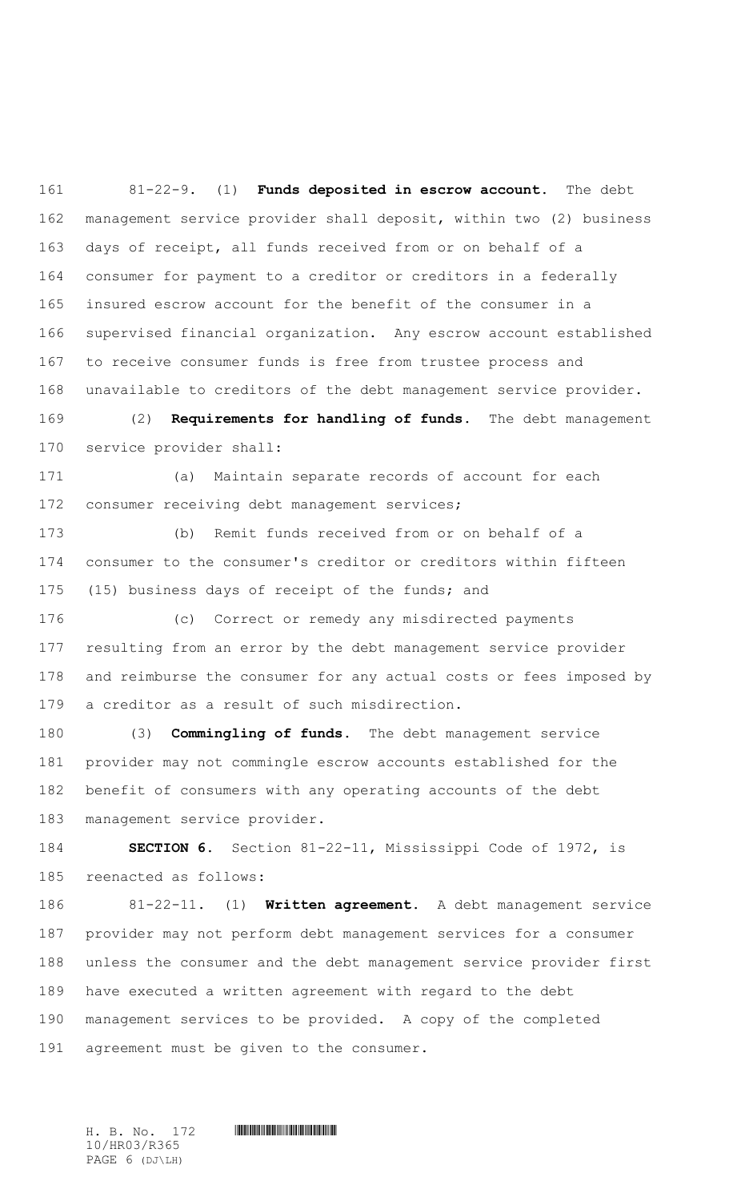81-22-9. (1) **Funds deposited in escrow account.** The debt management service provider shall deposit, within two (2) business days of receipt, all funds received from or on behalf of a consumer for payment to a creditor or creditors in a federally insured escrow account for the benefit of the consumer in a supervised financial organization. Any escrow account established to receive consumer funds is free from trustee process and unavailable to creditors of the debt management service provider.

(2) **Requirements for handling of funds.** The debt management service provider shall:

(a) Maintain separate records of account for each consumer receiving debt management services;

(b) Remit funds received from or on behalf of a consumer to the consumer's creditor or creditors within fifteen (15) business days of receipt of the funds; and

(c) Correct or remedy any misdirected payments resulting from an error by the debt management service provider and reimburse the consumer for any actual costs or fees imposed by a creditor as a result of such misdirection.

(3) **Commingling of funds.** The debt management service provider may not commingle escrow accounts established for the benefit of consumers with any operating accounts of the debt management service provider.

**SECTION 6.** Section 81-22-11, Mississippi Code of 1972, is reenacted as follows:

81-22-11. (1) **Written agreement.** A debt management service provider may not perform debt management services for a consumer unless the consumer and the debt management service provider first have executed a written agreement with regard to the debt management services to be provided. A copy of the completed agreement must be given to the consumer.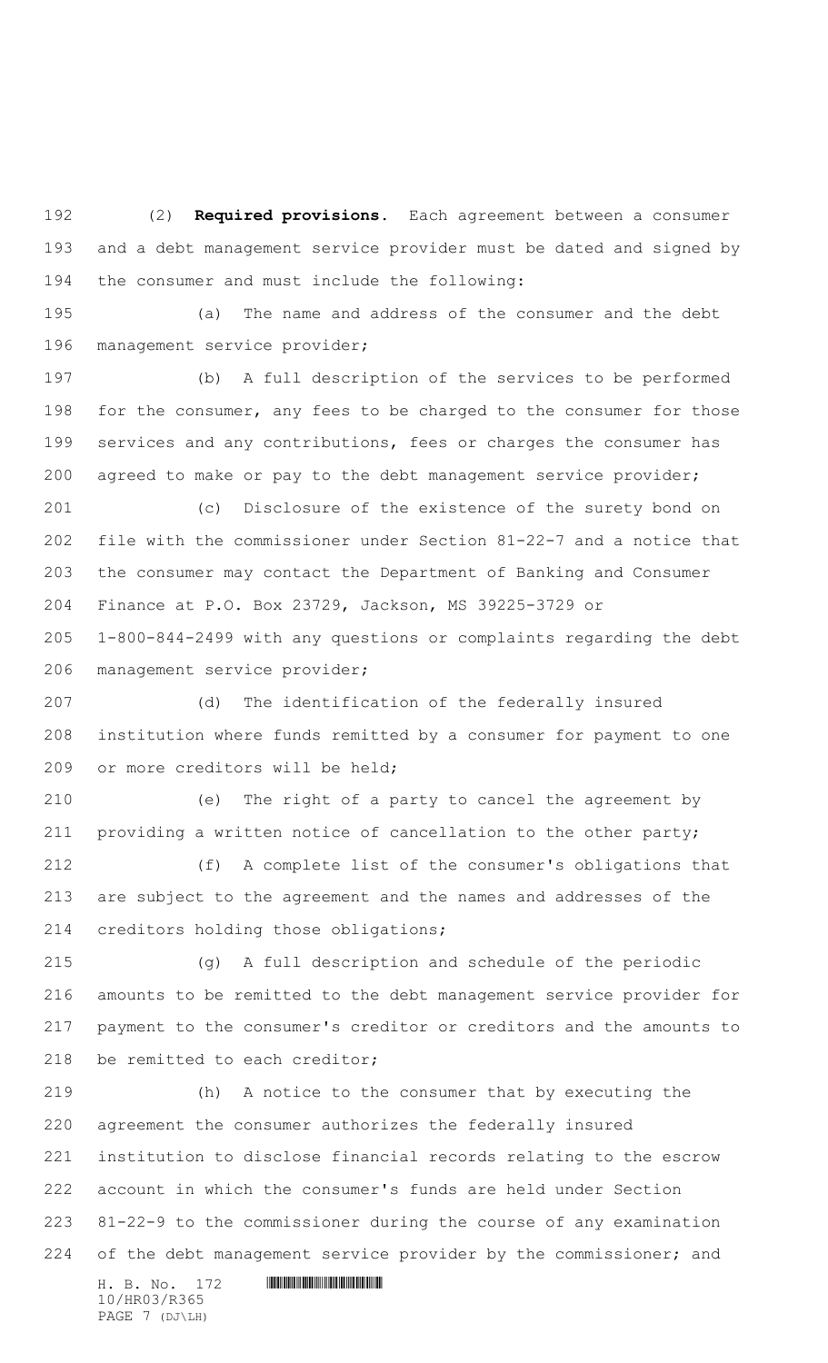(2) **Required provisions.** Each agreement between a consumer and a debt management service provider must be dated and signed by the consumer and must include the following:

(a) The name and address of the consumer and the debt management service provider;

(b) A full description of the services to be performed for the consumer, any fees to be charged to the consumer for those services and any contributions, fees or charges the consumer has agreed to make or pay to the debt management service provider;

(c) Disclosure of the existence of the surety bond on file with the commissioner under Section 81-22-7 and a notice that the consumer may contact the Department of Banking and Consumer Finance at P.O. Box 23729, Jackson, MS 39225-3729 or 1-800-844-2499 with any questions or complaints regarding the debt management service provider;

(d) The identification of the federally insured institution where funds remitted by a consumer for payment to one or more creditors will be held;

(e) The right of a party to cancel the agreement by providing a written notice of cancellation to the other party;

(f) A complete list of the consumer's obligations that are subject to the agreement and the names and addresses of the creditors holding those obligations;

(g) A full description and schedule of the periodic amounts to be remitted to the debt management service provider for payment to the consumer's creditor or creditors and the amounts to be remitted to each creditor;

(h) A notice to the consumer that by executing the agreement the consumer authorizes the federally insured institution to disclose financial records relating to the escrow account in which the consumer's funds are held under Section 81-22-9 to the commissioner during the course of any examination of the debt management service provider by the commissioner; and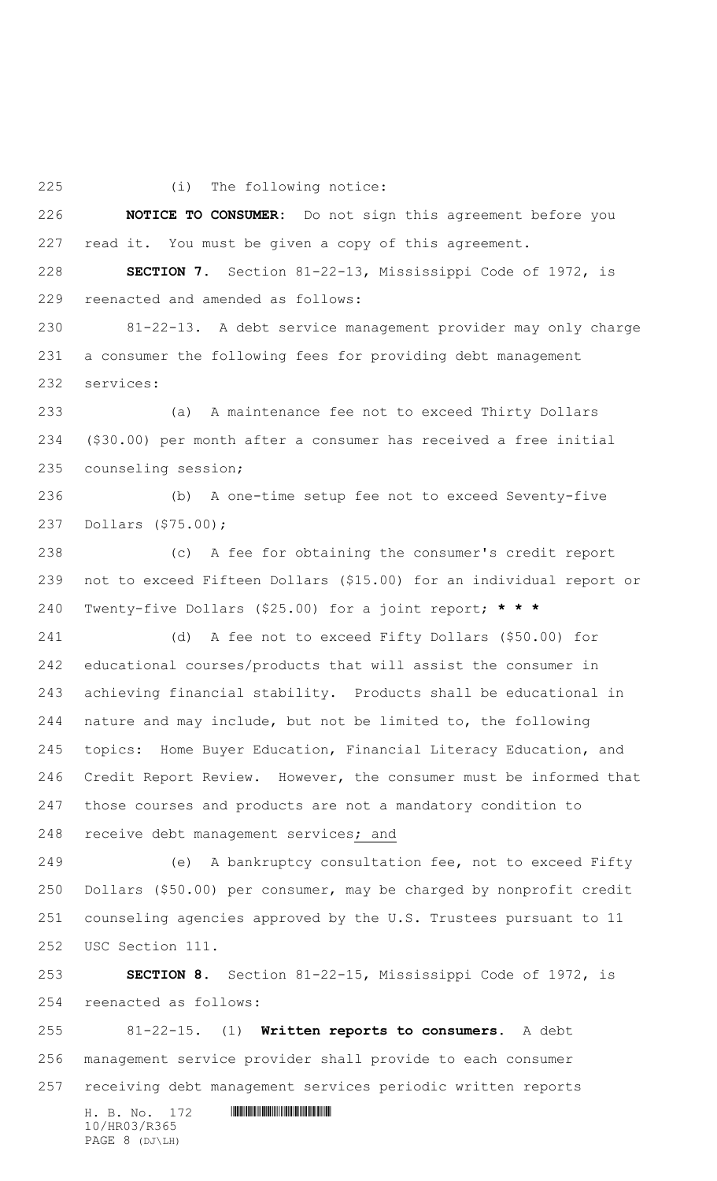(i) The following notice:

**NOTICE TO CONSUMER:** Do not sign this agreement before you read it. You must be given a copy of this agreement.

**SECTION 7.** Section 81-22-13, Mississippi Code of 1972, is reenacted and amended as follows:

81-22-13. A debt service management provider may only charge a consumer the following fees for providing debt management services:

(a) A maintenance fee not to exceed Thirty Dollars ($30.00) per month after a consumer has received a free initial counseling session;

(b) A one-time setup fee not to exceed Seventy-five Dollars ($75.00);

(c) A fee for obtaining the consumer's credit report not to exceed Fifteen Dollars ($15.00) for an individual report or Twenty-five Dollars ($25.00) for a joint report; *** * ***

(d) A fee not to exceed Fifty Dollars ($50.00) for educational courses/products that will assist the consumer in achieving financial stability. Products shall be educational in nature and may include, but not be limited to, the following topics: Home Buyer Education, Financial Literacy Education, and Credit Report Review. However, the consumer must be informed that those courses and products are not a mandatory condition to receive debt management services; and

(e) A bankruptcy consultation fee, not to exceed Fifty Dollars ($50.00) per consumer, may be charged by nonprofit credit counseling agencies approved by the U.S. Trustees pursuant to 11 USC Section 111.

**SECTION 8.** Section 81-22-15, Mississippi Code of 1972, is reenacted as follows:

81-22-15. (1) **Written reports to consumers.** A debt management service provider shall provide to each consumer receiving debt management services periodic written reports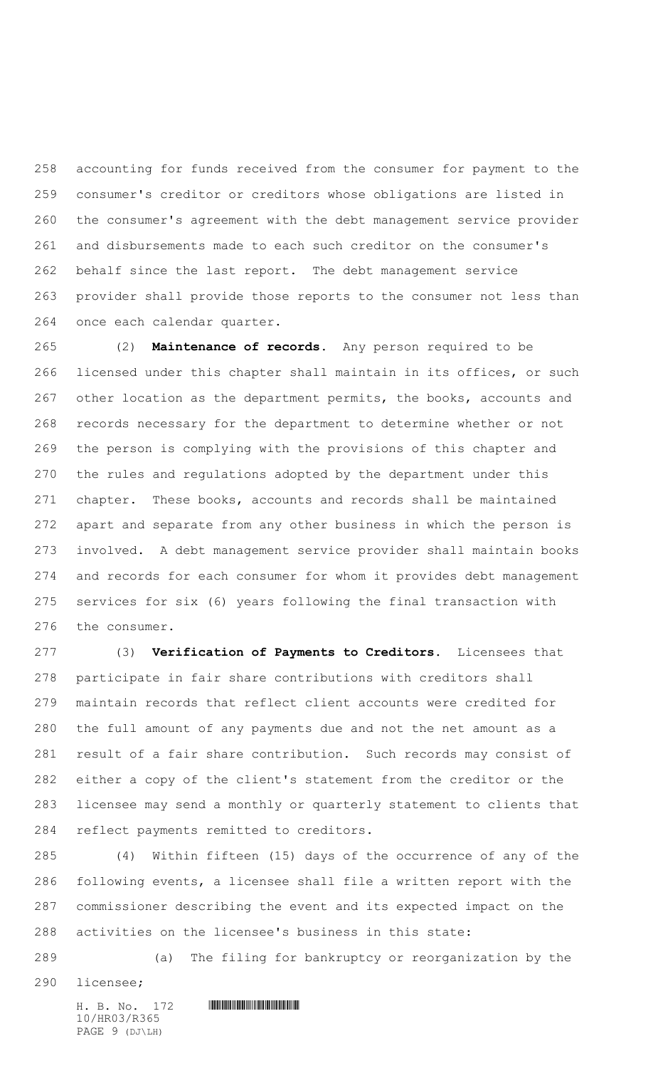accounting for funds received from the consumer for payment to the consumer's creditor or creditors whose obligations are listed in the consumer's agreement with the debt management service provider and disbursements made to each such creditor on the consumer's behalf since the last report. The debt management service provider shall provide those reports to the consumer not less than once each calendar quarter.

(2) **Maintenance of records.** Any person required to be licensed under this chapter shall maintain in its offices, or such other location as the department permits, the books, accounts and records necessary for the department to determine whether or not the person is complying with the provisions of this chapter and the rules and regulations adopted by the department under this chapter. These books, accounts and records shall be maintained apart and separate from any other business in which the person is involved. A debt management service provider shall maintain books and records for each consumer for whom it provides debt management services for six (6) years following the final transaction with the consumer.

(3) **Verification of Payments to Creditors.** Licensees that participate in fair share contributions with creditors shall maintain records that reflect client accounts were credited for the full amount of any payments due and not the net amount as a result of a fair share contribution. Such records may consist of either a copy of the client's statement from the creditor or the licensee may send a monthly or quarterly statement to clients that reflect payments remitted to creditors.

(4) Within fifteen (15) days of the occurrence of any of the following events, a licensee shall file a written report with the commissioner describing the event and its expected impact on the activities on the licensee's business in this state:

(a) The filing for bankruptcy or reorganization by the licensee;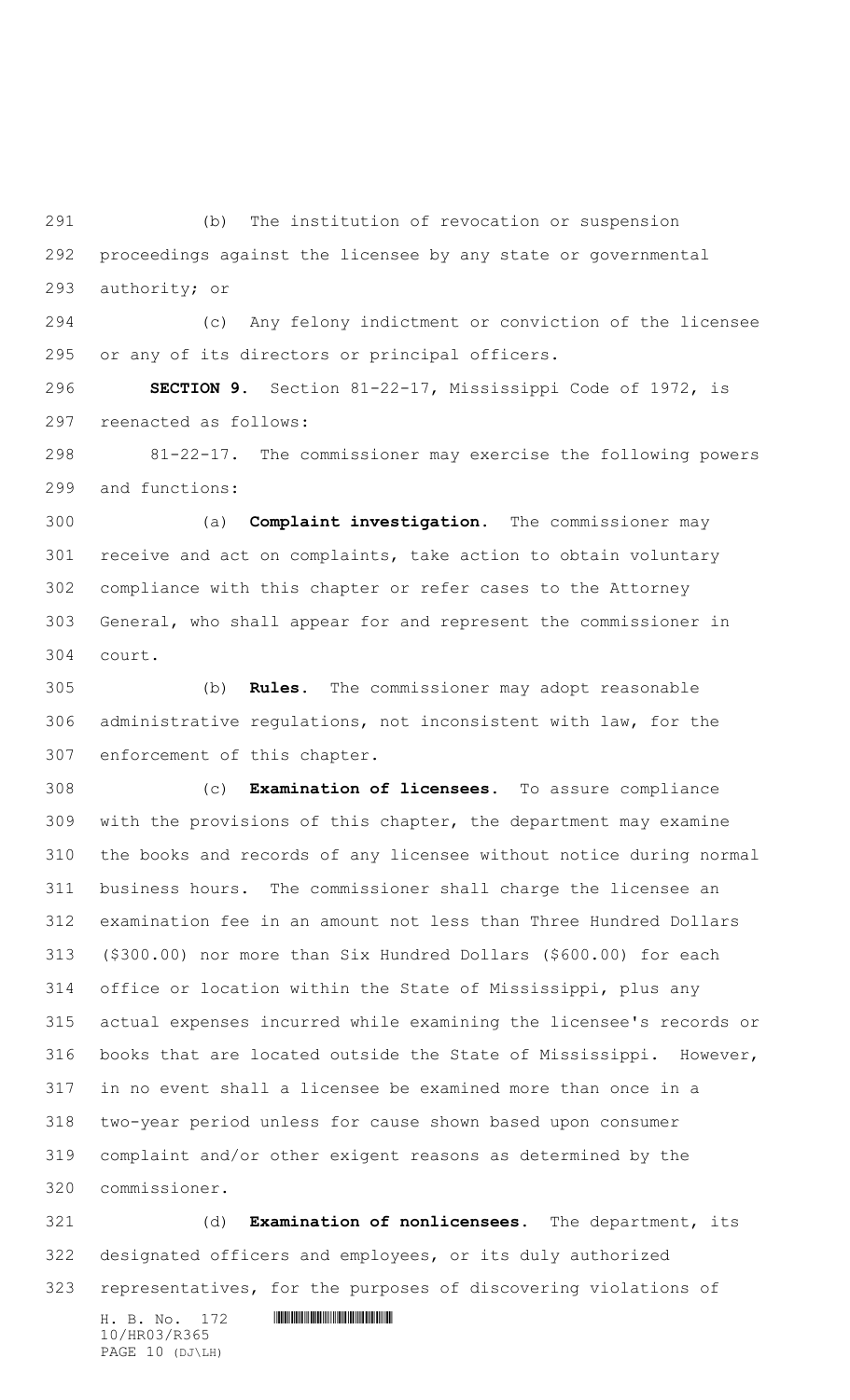(b) The institution of revocation or suspension proceedings against the licensee by any state or governmental authority; or

(c) Any felony indictment or conviction of the licensee or any of its directors or principal officers.

**SECTION 9.** Section 81-22-17, Mississippi Code of 1972, is reenacted as follows:

81-22-17. The commissioner may exercise the following powers and functions:

(a) **Complaint investigation.** The commissioner may receive and act on complaints, take action to obtain voluntary compliance with this chapter or refer cases to the Attorney General, who shall appear for and represent the commissioner in court.

(b) **Rules.** The commissioner may adopt reasonable administrative regulations, not inconsistent with law, for the enforcement of this chapter.

(c) **Examination of licensees.** To assure compliance with the provisions of this chapter, the department may examine the books and records of any licensee without notice during normal business hours. The commissioner shall charge the licensee an examination fee in an amount not less than Three Hundred Dollars ($300.00) nor more than Six Hundred Dollars ($600.00) for each office or location within the State of Mississippi, plus any actual expenses incurred while examining the licensee's records or books that are located outside the State of Mississippi. However, in no event shall a licensee be examined more than once in a two-year period unless for cause shown based upon consumer complaint and/or other exigent reasons as determined by the commissioner.

(d) **Examination of nonlicensees.** The department, its designated officers and employees, or its duly authorized representatives, for the purposes of discovering violations of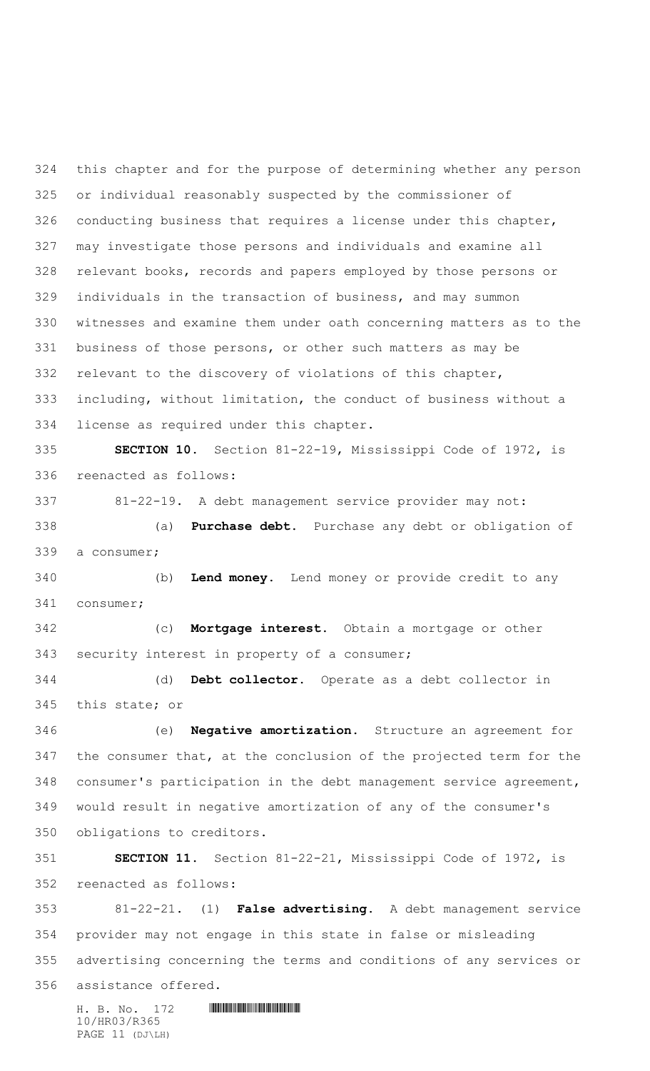this chapter and for the purpose of determining whether any person or individual reasonably suspected by the commissioner of conducting business that requires a license under this chapter, may investigate those persons and individuals and examine all relevant books, records and papers employed by those persons or individuals in the transaction of business, and may summon witnesses and examine them under oath concerning matters as to the business of those persons, or other such matters as may be relevant to the discovery of violations of this chapter, including, without limitation, the conduct of business without a license as required under this chapter.

**SECTION 10.** Section 81-22-19, Mississippi Code of 1972, is reenacted as follows:

81-22-19. A debt management service provider may not:

(a) **Purchase debt.** Purchase any debt or obligation of a consumer;

(b) **Lend money.** Lend money or provide credit to any consumer;

(c) **Mortgage interest.** Obtain a mortgage or other security interest in property of a consumer;

(d) **Debt collector.** Operate as a debt collector in this state; or

(e) **Negative amortization.** Structure an agreement for the consumer that, at the conclusion of the projected term for the consumer's participation in the debt management service agreement, would result in negative amortization of any of the consumer's obligations to creditors.

**SECTION 11.** Section 81-22-21, Mississippi Code of 1972, is reenacted as follows:

81-22-21. (1) **False advertising.** A debt management service provider may not engage in this state in false or misleading advertising concerning the terms and conditions of any services or assistance offered.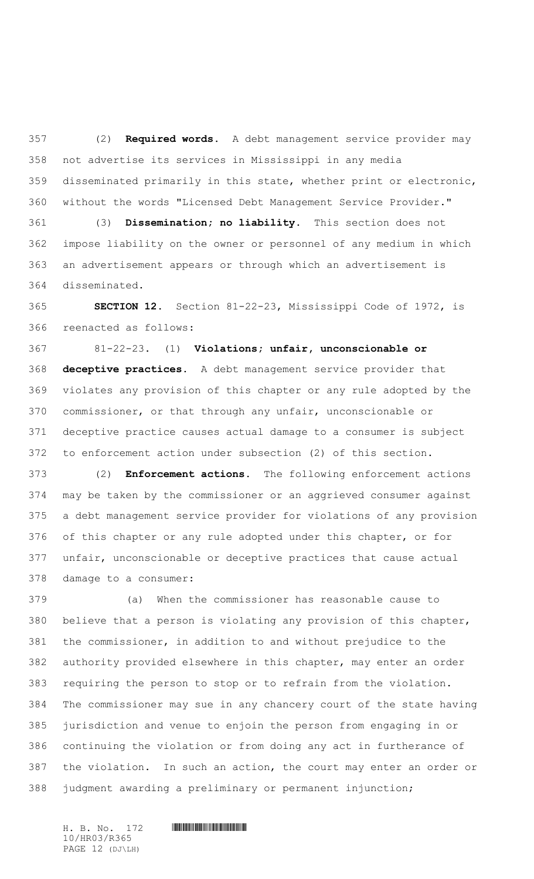(2) **Required words.** A debt management service provider may not advertise its services in Mississippi in any media disseminated primarily in this state, whether print or electronic, without the words "Licensed Debt Management Service Provider."

(3) **Dissemination; no liability.** This section does not impose liability on the owner or personnel of any medium in which an advertisement appears or through which an advertisement is disseminated.

**SECTION 12.** Section 81-22-23, Mississippi Code of 1972, is reenacted as follows:

81-22-23. (1) **Violations; unfair, unconscionable or deceptive practices.** A debt management service provider that violates any provision of this chapter or any rule adopted by the commissioner, or that through any unfair, unconscionable or deceptive practice causes actual damage to a consumer is subject to enforcement action under subsection (2) of this section.

(2) **Enforcement actions.** The following enforcement actions may be taken by the commissioner or an aggrieved consumer against a debt management service provider for violations of any provision of this chapter or any rule adopted under this chapter, or for unfair, unconscionable or deceptive practices that cause actual damage to a consumer:

(a) When the commissioner has reasonable cause to believe that a person is violating any provision of this chapter, the commissioner, in addition to and without prejudice to the authority provided elsewhere in this chapter, may enter an order requiring the person to stop or to refrain from the violation. The commissioner may sue in any chancery court of the state having jurisdiction and venue to enjoin the person from engaging in or continuing the violation or from doing any act in furtherance of the violation. In such an action, the court may enter an order or judgment awarding a preliminary or permanent injunction;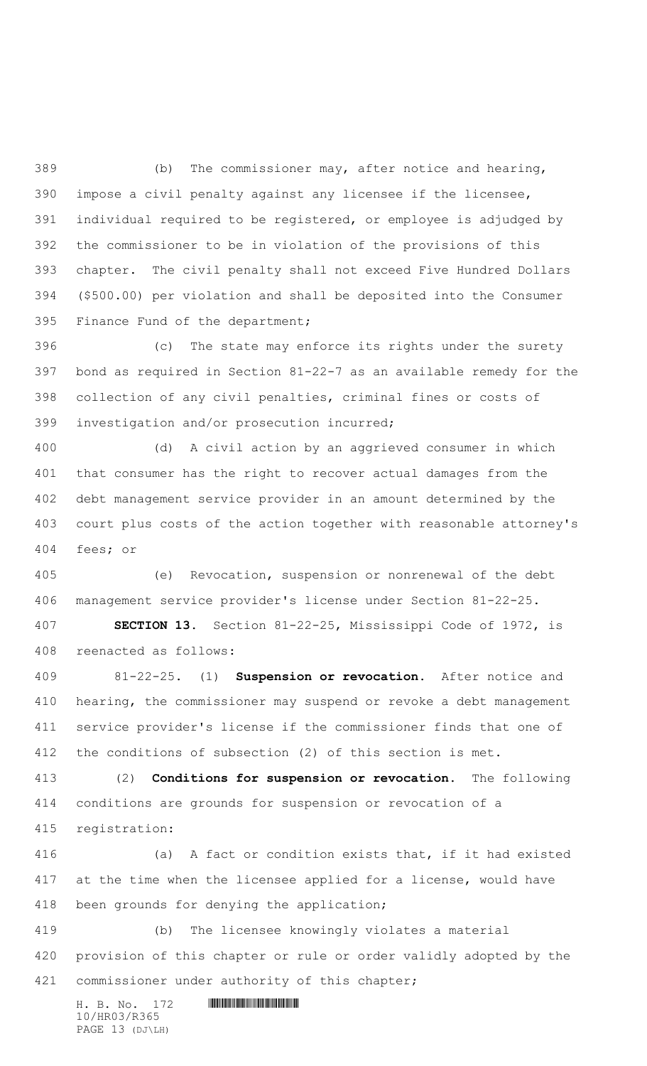(b) The commissioner may, after notice and hearing, impose a civil penalty against any licensee if the licensee, individual required to be registered, or employee is adjudged by the commissioner to be in violation of the provisions of this chapter. The civil penalty shall not exceed Five Hundred Dollars ($500.00) per violation and shall be deposited into the Consumer Finance Fund of the department;

(c) The state may enforce its rights under the surety bond as required in Section 81-22-7 as an available remedy for the collection of any civil penalties, criminal fines or costs of investigation and/or prosecution incurred;

(d) A civil action by an aggrieved consumer in which that consumer has the right to recover actual damages from the debt management service provider in an amount determined by the court plus costs of the action together with reasonable attorney's fees; or

(e) Revocation, suspension or nonrenewal of the debt management service provider's license under Section 81-22-25.

**SECTION 13.** Section 81-22-25, Mississippi Code of 1972, is reenacted as follows:

81-22-25. (1) **Suspension or revocation.** After notice and hearing, the commissioner may suspend or revoke a debt management service provider's license if the commissioner finds that one of the conditions of subsection (2) of this section is met.

(2) **Conditions for suspension or revocation.** The following conditions are grounds for suspension or revocation of a registration:

(a) A fact or condition exists that, if it had existed at the time when the licensee applied for a license, would have been grounds for denying the application;

(b) The licensee knowingly violates a material provision of this chapter or rule or order validly adopted by the commissioner under authority of this chapter;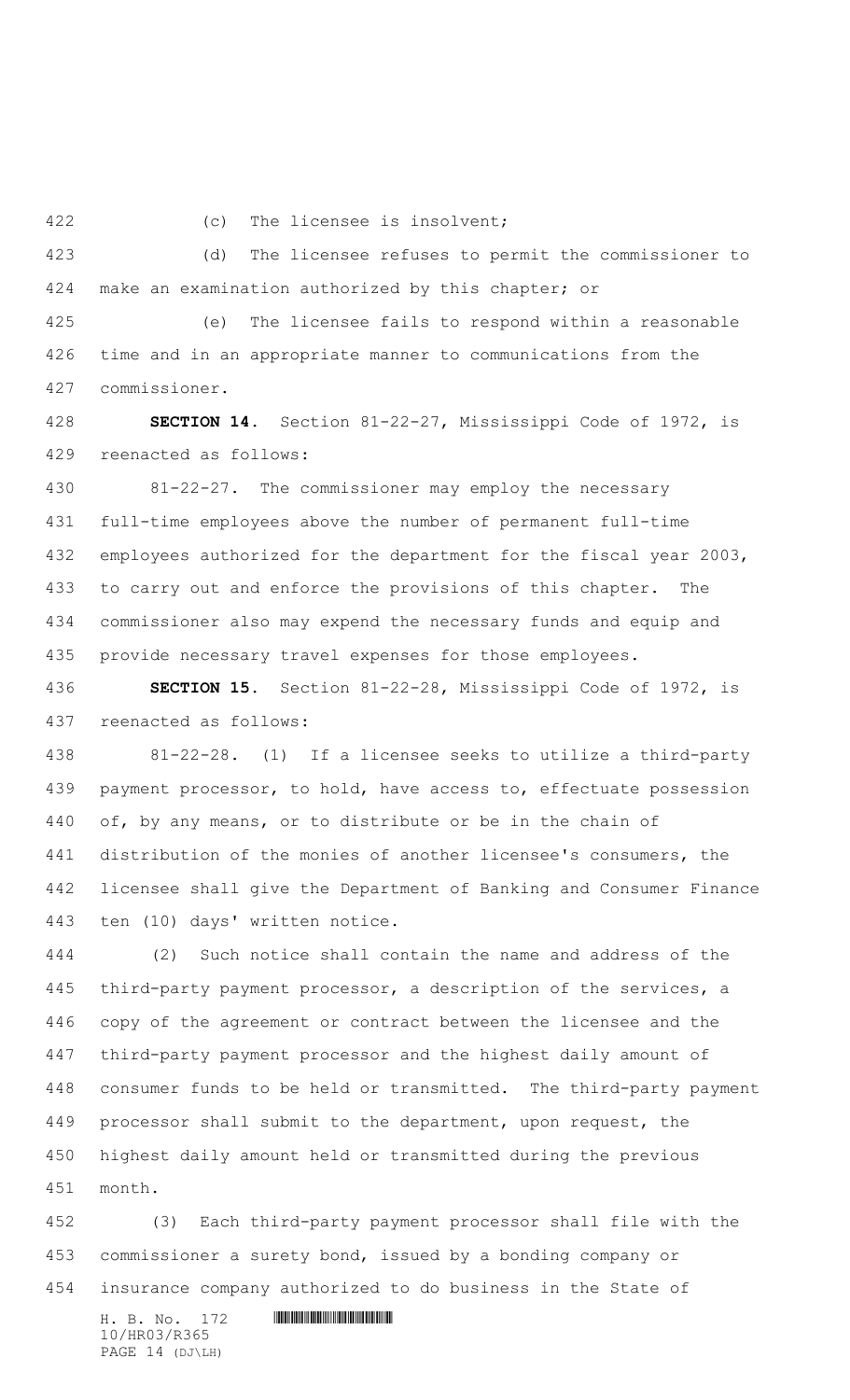(c) The licensee is insolvent;

(d) The licensee refuses to permit the commissioner to make an examination authorized by this chapter; or

(e) The licensee fails to respond within a reasonable time and in an appropriate manner to communications from the commissioner.

**SECTION 14.** Section 81-22-27, Mississippi Code of 1972, is reenacted as follows:

81-22-27. The commissioner may employ the necessary full-time employees above the number of permanent full-time employees authorized for the department for the fiscal year 2003, to carry out and enforce the provisions of this chapter. The commissioner also may expend the necessary funds and equip and provide necessary travel expenses for those employees.

**SECTION 15.** Section 81-22-28, Mississippi Code of 1972, is reenacted as follows:

81-22-28. (1) If a licensee seeks to utilize a third-party payment processor, to hold, have access to, effectuate possession of, by any means, or to distribute or be in the chain of distribution of the monies of another licensee's consumers, the licensee shall give the Department of Banking and Consumer Finance ten (10) days' written notice.

(2) Such notice shall contain the name and address of the third-party payment processor, a description of the services, a copy of the agreement or contract between the licensee and the third-party payment processor and the highest daily amount of consumer funds to be held or transmitted. The third-party payment processor shall submit to the department, upon request, the highest daily amount held or transmitted during the previous month.

(3) Each third-party payment processor shall file with the commissioner a surety bond, issued by a bonding company or insurance company authorized to do business in the State of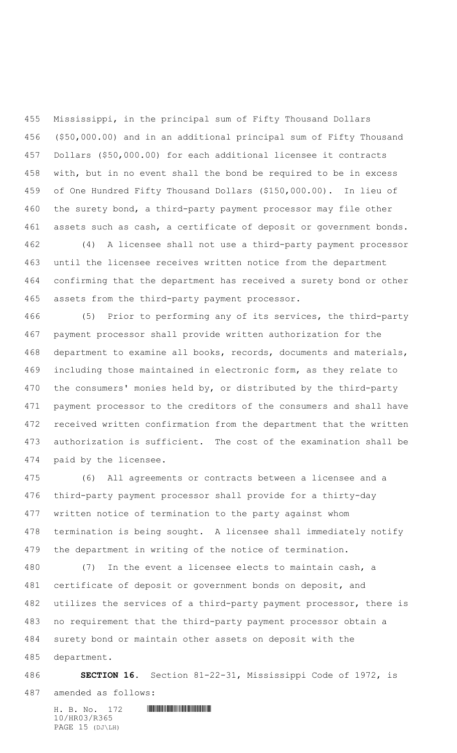Mississippi, in the principal sum of Fifty Thousand Dollars ($50,000.00) and in an additional principal sum of Fifty Thousand Dollars ($50,000.00) for each additional licensee it contracts with, but in no event shall the bond be required to be in excess of One Hundred Fifty Thousand Dollars ($150,000.00). In lieu of the surety bond, a third-party payment processor may file other assets such as cash, a certificate of deposit or government bonds.

(4) A licensee shall not use a third-party payment processor until the licensee receives written notice from the department confirming that the department has received a surety bond or other assets from the third-party payment processor.

(5) Prior to performing any of its services, the third-party payment processor shall provide written authorization for the department to examine all books, records, documents and materials, including those maintained in electronic form, as they relate to the consumers' monies held by, or distributed by the third-party payment processor to the creditors of the consumers and shall have received written confirmation from the department that the written authorization is sufficient. The cost of the examination shall be paid by the licensee.

(6) All agreements or contracts between a licensee and a third-party payment processor shall provide for a thirty-day written notice of termination to the party against whom termination is being sought. A licensee shall immediately notify the department in writing of the notice of termination.

(7) In the event a licensee elects to maintain cash, a certificate of deposit or government bonds on deposit, and utilizes the services of a third-party payment processor, there is no requirement that the third-party payment processor obtain a surety bond or maintain other assets on deposit with the department.

**SECTION 16.** Section 81-22-31, Mississippi Code of 1972, is amended as follows: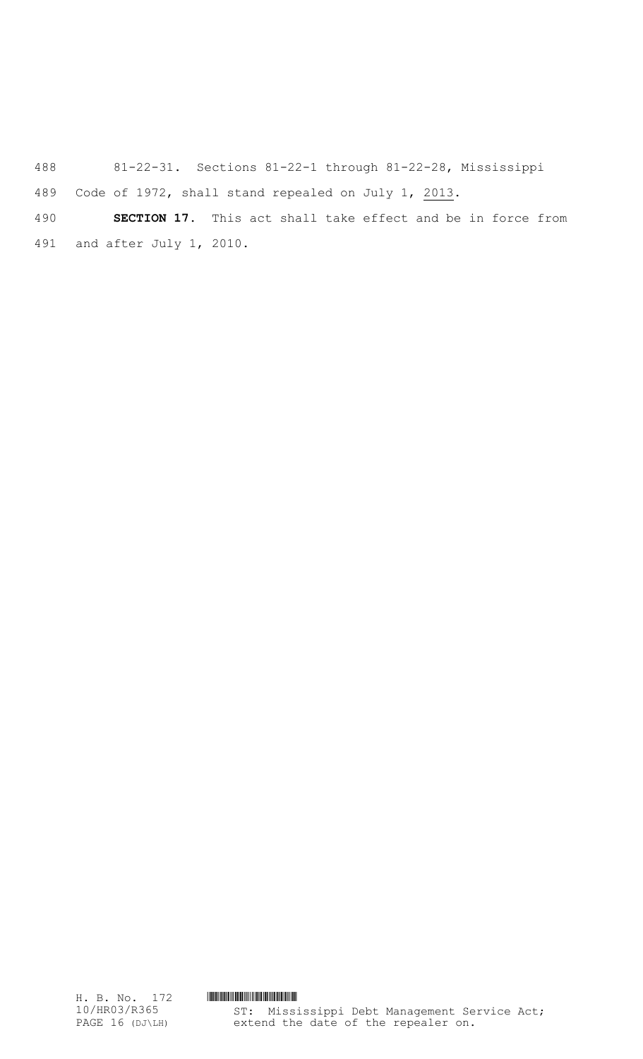81-22-31. Sections 81-22-1 through 81-22-28, Mississippi Code of 1972, shall stand repealed on July 1, 2013.

**SECTION 17.** This act shall take effect and be in force from and after July 1, 2010.

ST: Mississippi Debt Management Service Act; extend the date of the repealer on.